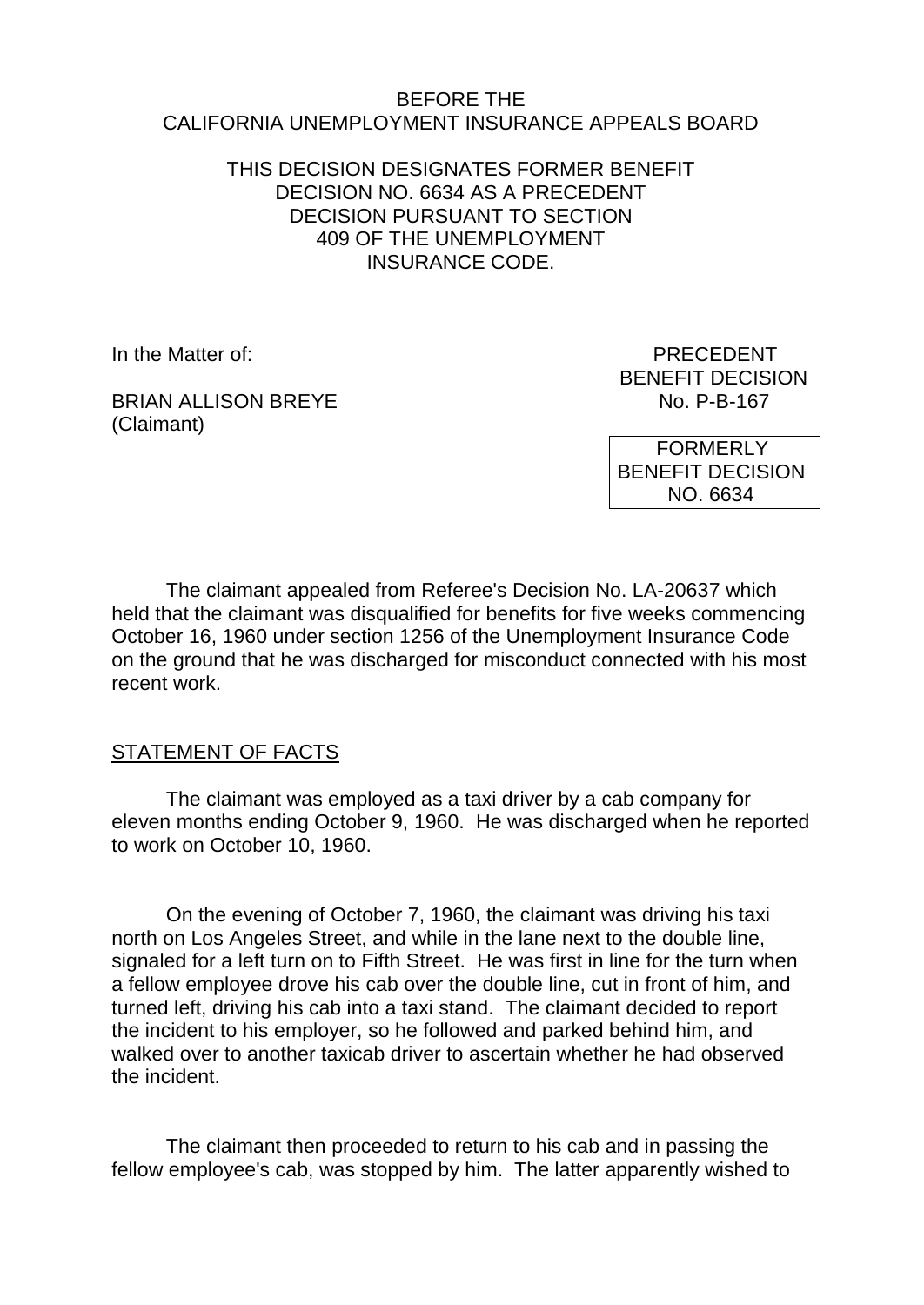BEFORE THE
CALIFORNIA UNEMPLOYMENT INSURANCE APPEALS BOARD

THIS DECISION DESIGNATES FORMER BENEFIT DECISION NO. 6634 AS A PRECEDENT DECISION PURSUANT TO SECTION 409 OF THE UNEMPLOYMENT INSURANCE CODE.

In the Matter of:

BRIAN ALLISON BREYE
(Claimant)

PRECEDENT
BENEFIT DECISION
No. P-B-167

FORMERLY
BENEFIT DECISION
NO. 6634

The claimant appealed from Referee's Decision No. LA-20637 which held that the claimant was disqualified for benefits for five weeks commencing October 16, 1960 under section 1256 of the Unemployment Insurance Code on the ground that he was discharged for misconduct connected with his most recent work.

STATEMENT OF FACTS

The claimant was employed as a taxi driver by a cab company for eleven months ending October 9, 1960. He was discharged when he reported to work on October 10, 1960.

On the evening of October 7, 1960, the claimant was driving his taxi north on Los Angeles Street, and while in the lane next to the double line, signaled for a left turn on to Fifth Street. He was first in line for the turn when a fellow employee drove his cab over the double line, cut in front of him, and turned left, driving his cab into a taxi stand. The claimant decided to report the incident to his employer, so he followed and parked behind him, and walked over to another taxicab driver to ascertain whether he had observed the incident.

The claimant then proceeded to return to his cab and in passing the fellow employee's cab, was stopped by him. The latter apparently wished to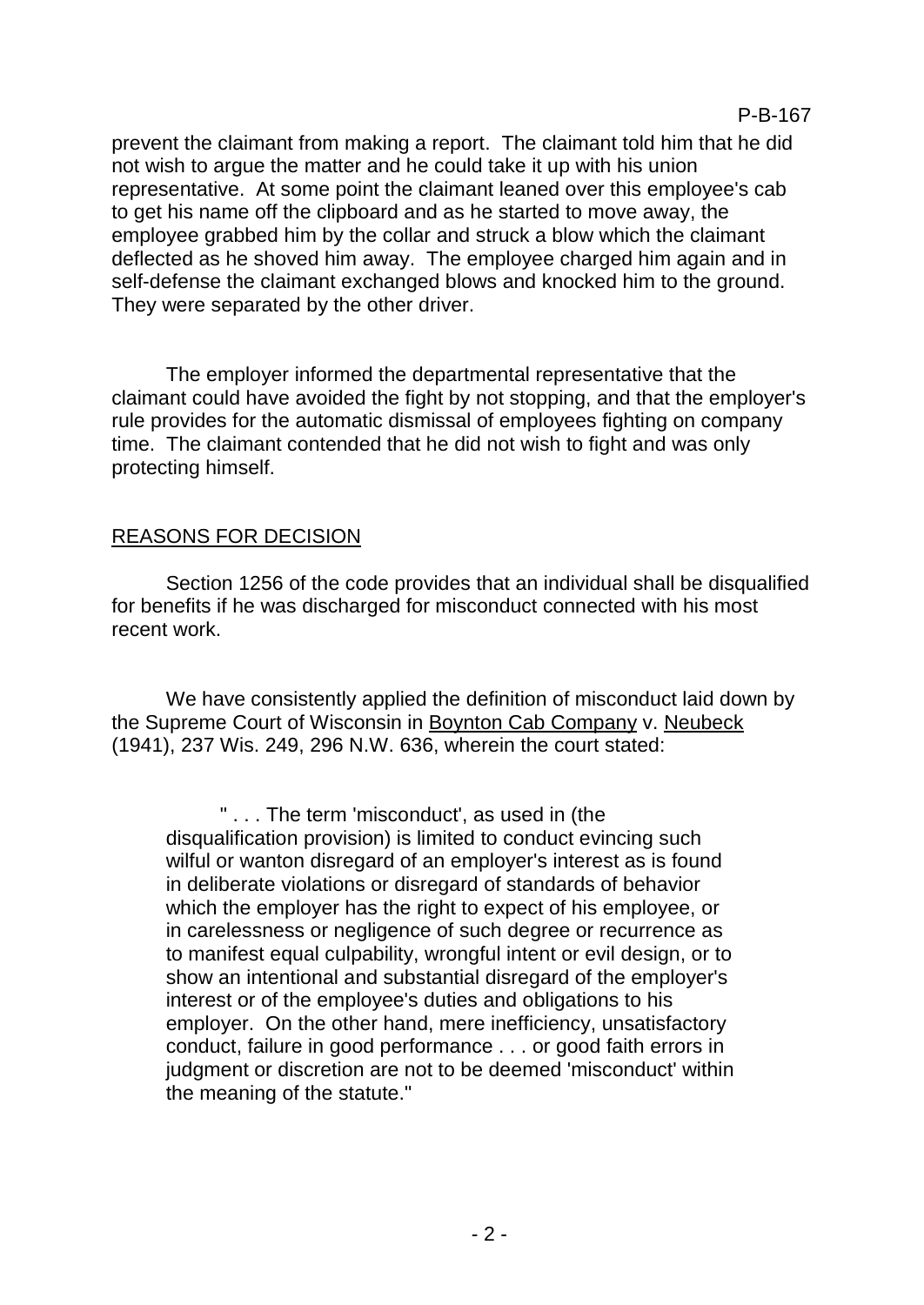prevent the claimant from making a report. The claimant told him that he did not wish to argue the matter and he could take it up with his union representative. At some point the claimant leaned over this employee's cab to get his name off the clipboard and as he started to move away, the employee grabbed him by the collar and struck a blow which the claimant deflected as he shoved him away. The employee charged him again and in self-defense the claimant exchanged blows and knocked him to the ground. They were separated by the other driver.

The employer informed the departmental representative that the claimant could have avoided the fight by not stopping, and that the employer's rule provides for the automatic dismissal of employees fighting on company time. The claimant contended that he did not wish to fight and was only protecting himself.

## REASONS FOR DECISION

Section 1256 of the code provides that an individual shall be disqualified for benefits if he was discharged for misconduct connected with his most recent work.

We have consistently applied the definition of misconduct laid down by the Supreme Court of Wisconsin in Boynton Cab Company v. Neubeck (1941), 237 Wis. 249, 296 N.W. 636, wherein the court stated:

> " . . . The term 'misconduct', as used in (the disqualification provision) is limited to conduct evincing such wilful or wanton disregard of an employer's interest as is found in deliberate violations or disregard of standards of behavior which the employer has the right to expect of his employee, or in carelessness or negligence of such degree or recurrence as to manifest equal culpability, wrongful intent or evil design, or to show an intentional and substantial disregard of the employer's interest or of the employee's duties and obligations to his employer. On the other hand, mere inefficiency, unsatisfactory conduct, failure in good performance . . . or good faith errors in judgment or discretion are not to be deemed 'misconduct' within the meaning of the statute."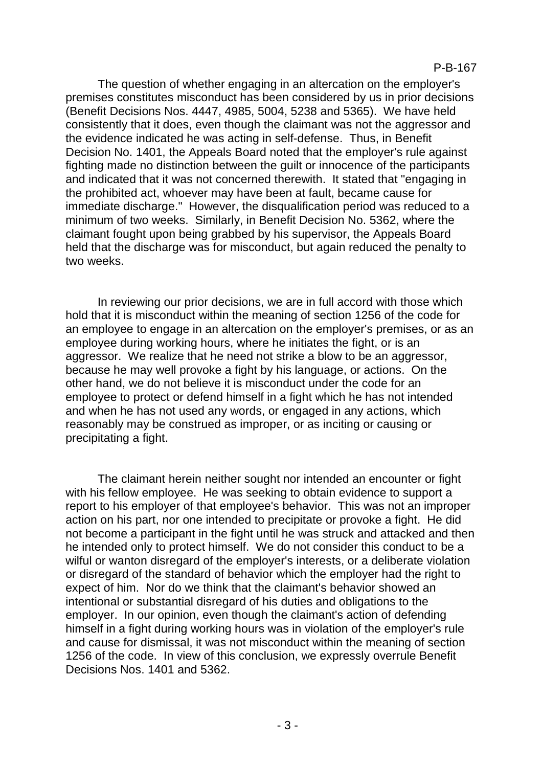The question of whether engaging in an altercation on the employer's premises constitutes misconduct has been considered by us in prior decisions (Benefit Decisions Nos. 4447, 4985, 5004, 5238 and 5365). We have held consistently that it does, even though the claimant was not the aggressor and the evidence indicated he was acting in self-defense. Thus, in Benefit Decision No. 1401, the Appeals Board noted that the employer's rule against fighting made no distinction between the guilt or innocence of the participants and indicated that it was not concerned therewith. It stated that "engaging in the prohibited act, whoever may have been at fault, became cause for immediate discharge." However, the disqualification period was reduced to a minimum of two weeks. Similarly, in Benefit Decision No. 5362, where the claimant fought upon being grabbed by his supervisor, the Appeals Board held that the discharge was for misconduct, but again reduced the penalty to two weeks.

In reviewing our prior decisions, we are in full accord with those which hold that it is misconduct within the meaning of section 1256 of the code for an employee to engage in an altercation on the employer's premises, or as an employee during working hours, where he initiates the fight, or is an aggressor. We realize that he need not strike a blow to be an aggressor, because he may well provoke a fight by his language, or actions. On the other hand, we do not believe it is misconduct under the code for an employee to protect or defend himself in a fight which he has not intended and when he has not used any words, or engaged in any actions, which reasonably may be construed as improper, or as inciting or causing or precipitating a fight.

The claimant herein neither sought nor intended an encounter or fight with his fellow employee. He was seeking to obtain evidence to support a report to his employer of that employee's behavior. This was not an improper action on his part, nor one intended to precipitate or provoke a fight. He did not become a participant in the fight until he was struck and attacked and then he intended only to protect himself. We do not consider this conduct to be a wilful or wanton disregard of the employer's interests, or a deliberate violation or disregard of the standard of behavior which the employer had the right to expect of him. Nor do we think that the claimant's behavior showed an intentional or substantial disregard of his duties and obligations to the employer. In our opinion, even though the claimant's action of defending himself in a fight during working hours was in violation of the employer's rule and cause for dismissal, it was not misconduct within the meaning of section 1256 of the code. In view of this conclusion, we expressly overrule Benefit Decisions Nos. 1401 and 5362.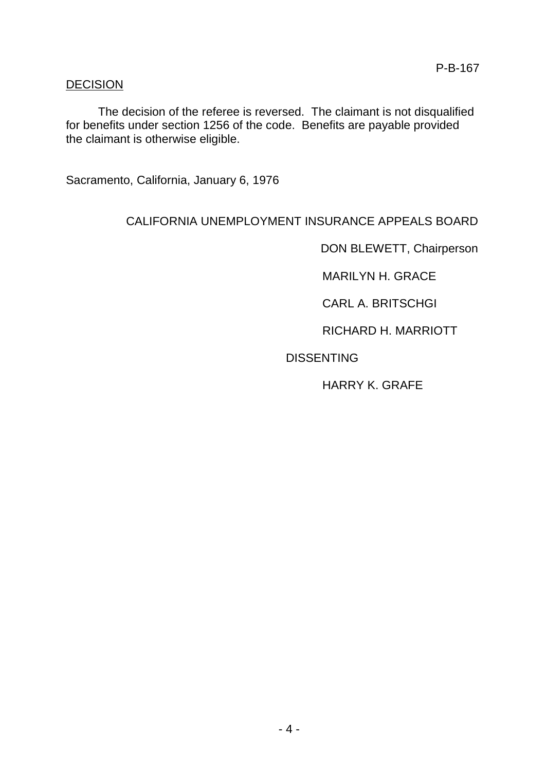DECISION

The decision of the referee is reversed. The claimant is not disqualified for benefits under section 1256 of the code. Benefits are payable provided the claimant is otherwise eligible.

Sacramento, California, January 6, 1976

CALIFORNIA UNEMPLOYMENT INSURANCE APPEALS BOARD

DON BLEWETT, Chairperson

MARILYN H. GRACE

CARL A. BRITSCHGI

RICHARD H. MARRIOTT

DISSENTING

HARRY K. GRAFE